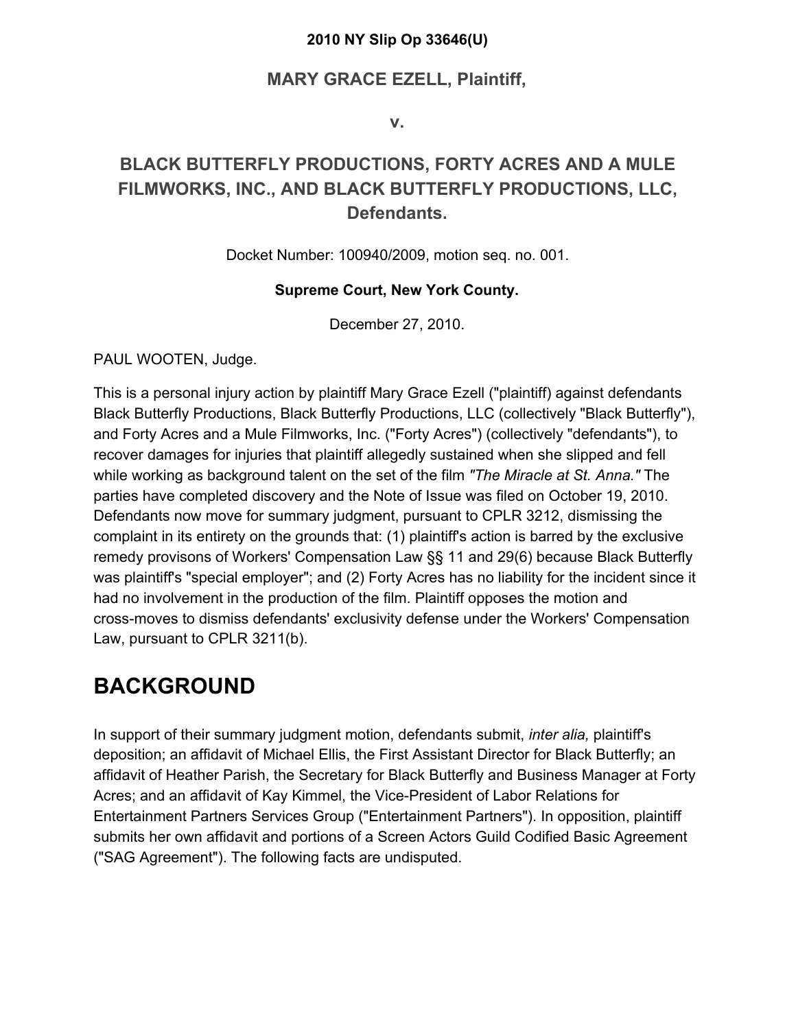**2010 NY Slip Op 33646(U)**

**MARY GRACE EZELL, Plaintiff,**

**v.**

## BLACK BUTTERFLY PRODUCTIONS, FORTY ACRES AND A MULE FILMWORKS, INC., AND BLACK BUTTERFLY PRODUCTIONS, LLC, Defendants.

Docket Number: 100940/2009, motion seq. no. 001.

**Supreme Court, New York County.**

December 27, 2010.

PAUL WOOTEN, Judge.

This is a personal injury action by plaintiff Mary Grace Ezell ("plaintiff) against defendants Black Butterfly Productions, Black Butterfly Productions, LLC (collectively "Black Butterfly"), and Forty Acres and a Mule Filmworks, Inc. ("Forty Acres") (collectively "defendants"), to recover damages for injuries that plaintiff allegedly sustained when she slipped and fell while working as background talent on the set of the film *"The Miracle at St. Anna."* The parties have completed discovery and the Note of Issue was filed on October 19, 2010. Defendants now move for summary judgment, pursuant to CPLR 3212, dismissing the complaint in its entirety on the grounds that: (1) plaintiff's action is barred by the exclusive remedy provisons of Workers' Compensation Law §§ 11 and 29(6) because Black Butterfly was plaintiff's "special employer"; and (2) Forty Acres has no liability for the incident since it had no involvement in the production of the film. Plaintiff opposes the motion and cross-moves to dismiss defendants' exclusivity defense under the Workers' Compensation Law, pursuant to CPLR 3211(b).

# BACKGROUND

In support of their summary judgment motion, defendants submit, *inter alia,* plaintiff's deposition; an affidavit of Michael Ellis, the First Assistant Director for Black Butterfly; an affidavit of Heather Parish, the Secretary for Black Butterfly and Business Manager at Forty Acres; and an affidavit of Kay Kimmel, the Vice-President of Labor Relations for Entertainment Partners Services Group ("Entertainment Partners"). In opposition, plaintiff submits her own affidavit and portions of a Screen Actors Guild Codified Basic Agreement ("SAG Agreement"). The following facts are undisputed.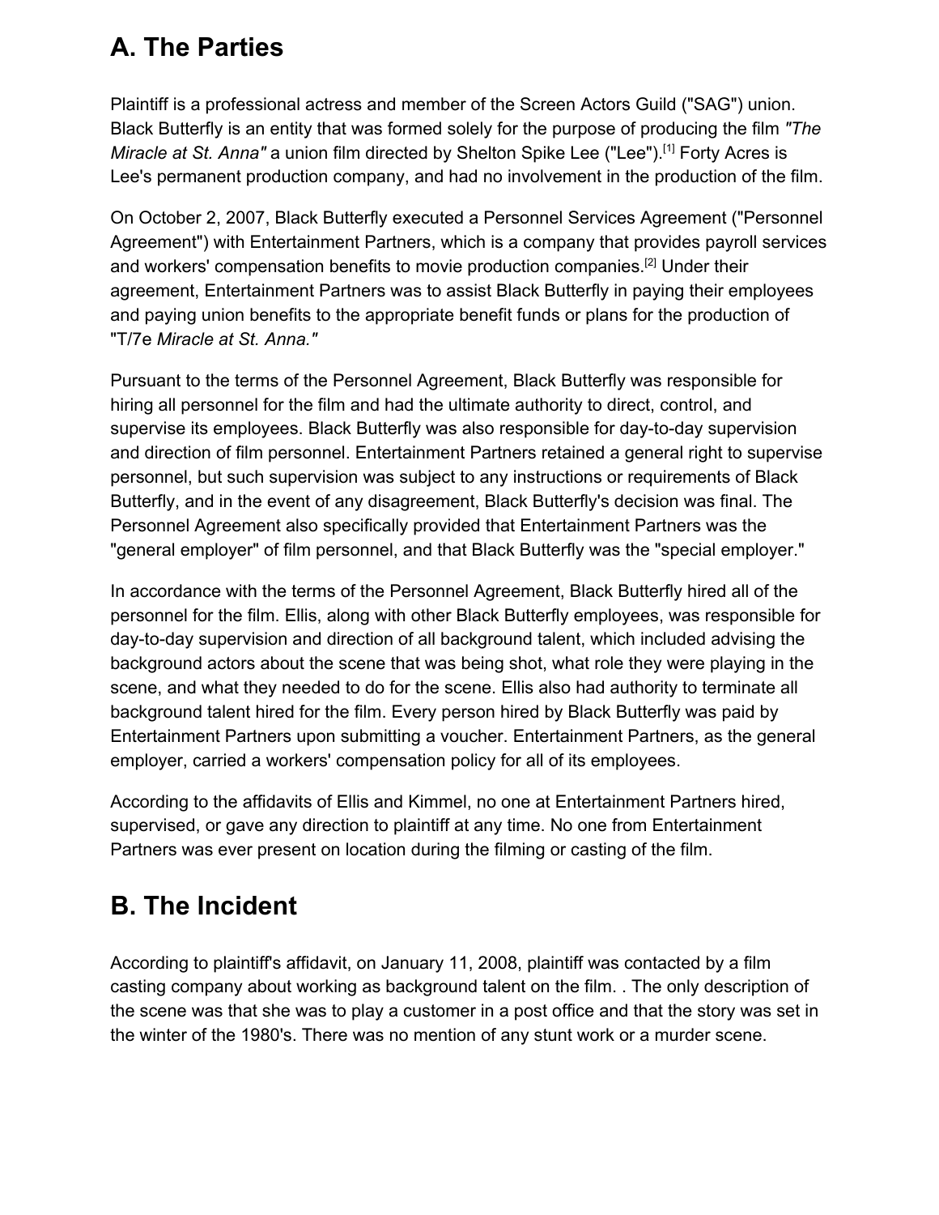## A. The Parties

Plaintiff is a professional actress and member of the Screen Actors Guild ("SAG") union. Black Butterfly is an entity that was formed solely for the purpose of producing the film *"The Miracle at St. Anna"* a union film directed by Shelton Spike Lee ("Lee").[1] Forty Acres is Lee's permanent production company, and had no involvement in the production of the film.

On October 2, 2007, Black Butterfly executed a Personnel Services Agreement ("Personnel Agreement") with Entertainment Partners, which is a company that provides payroll services and workers' compensation benefits to movie production companies.[2] Under their agreement, Entertainment Partners was to assist Black Butterfly in paying their employees and paying union benefits to the appropriate benefit funds or plans for the production of "T/7e *Miracle at St. Anna."*

Pursuant to the terms of the Personnel Agreement, Black Butterfly was responsible for hiring all personnel for the film and had the ultimate authority to direct, control, and supervise its employees. Black Butterfly was also responsible for day-to-day supervision and direction of film personnel. Entertainment Partners retained a general right to supervise personnel, but such supervision was subject to any instructions or requirements of Black Butterfly, and in the event of any disagreement, Black Butterfly's decision was final. The Personnel Agreement also specifically provided that Entertainment Partners was the "general employer" of film personnel, and that Black Butterfly was the "special employer."

In accordance with the terms of the Personnel Agreement, Black Butterfly hired all of the personnel for the film. Ellis, along with other Black Butterfly employees, was responsible for day-to-day supervision and direction of all background talent, which included advising the background actors about the scene that was being shot, what role they were playing in the scene, and what they needed to do for the scene. Ellis also had authority to terminate all background talent hired for the film. Every person hired by Black Butterfly was paid by Entertainment Partners upon submitting a voucher. Entertainment Partners, as the general employer, carried a workers' compensation policy for all of its employees.

According to the affidavits of Ellis and Kimmel, no one at Entertainment Partners hired, supervised, or gave any direction to plaintiff at any time. No one from Entertainment Partners was ever present on location during the filming or casting of the film.

## B. The Incident

According to plaintiff's affidavit, on January 11, 2008, plaintiff was contacted by a film casting company about working as background talent on the film. . The only description of the scene was that she was to play a customer in a post office and that the story was set in the winter of the 1980's. There was no mention of any stunt work or a murder scene.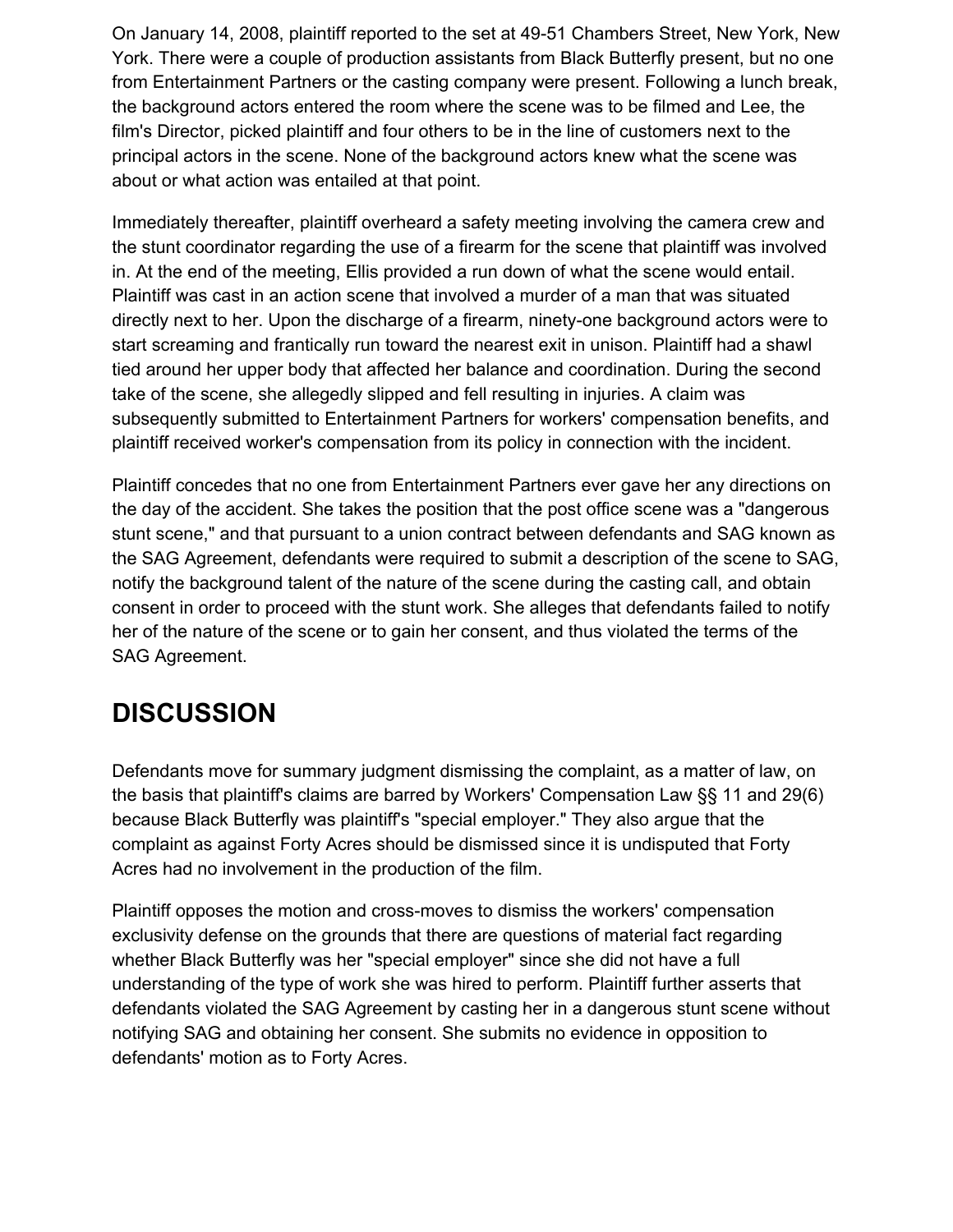On January 14, 2008, plaintiff reported to the set at 49-51 Chambers Street, New York, New York. There were a couple of production assistants from Black Butterfly present, but no one from Entertainment Partners or the casting company were present. Following a lunch break, the background actors entered the room where the scene was to be filmed and Lee, the film's Director, picked plaintiff and four others to be in the line of customers next to the principal actors in the scene. None of the background actors knew what the scene was about or what action was entailed at that point.

Immediately thereafter, plaintiff overheard a safety meeting involving the camera crew and the stunt coordinator regarding the use of a firearm for the scene that plaintiff was involved in. At the end of the meeting, Ellis provided a run down of what the scene would entail. Plaintiff was cast in an action scene that involved a murder of a man that was situated directly next to her. Upon the discharge of a firearm, ninety-one background actors were to start screaming and frantically run toward the nearest exit in unison. Plaintiff had a shawl tied around her upper body that affected her balance and coordination. During the second take of the scene, she allegedly slipped and fell resulting in injuries. A claim was subsequently submitted to Entertainment Partners for workers' compensation benefits, and plaintiff received worker's compensation from its policy in connection with the incident.

Plaintiff concedes that no one from Entertainment Partners ever gave her any directions on the day of the accident. She takes the position that the post office scene was a "dangerous stunt scene," and that pursuant to a union contract between defendants and SAG known as the SAG Agreement, defendants were required to submit a description of the scene to SAG, notify the background talent of the nature of the scene during the casting call, and obtain consent in order to proceed with the stunt work. She alleges that defendants failed to notify her of the nature of the scene or to gain her consent, and thus violated the terms of the SAG Agreement.

## DISCUSSION

Defendants move for summary judgment dismissing the complaint, as a matter of law, on the basis that plaintiff's claims are barred by Workers' Compensation Law §§ 11 and 29(6) because Black Butterfly was plaintiff's "special employer." They also argue that the complaint as against Forty Acres should be dismissed since it is undisputed that Forty Acres had no involvement in the production of the film.

Plaintiff opposes the motion and cross-moves to dismiss the workers' compensation exclusivity defense on the grounds that there are questions of material fact regarding whether Black Butterfly was her "special employer" since she did not have a full understanding of the type of work she was hired to perform. Plaintiff further asserts that defendants violated the SAG Agreement by casting her in a dangerous stunt scene without notifying SAG and obtaining her consent. She submits no evidence in opposition to defendants' motion as to Forty Acres.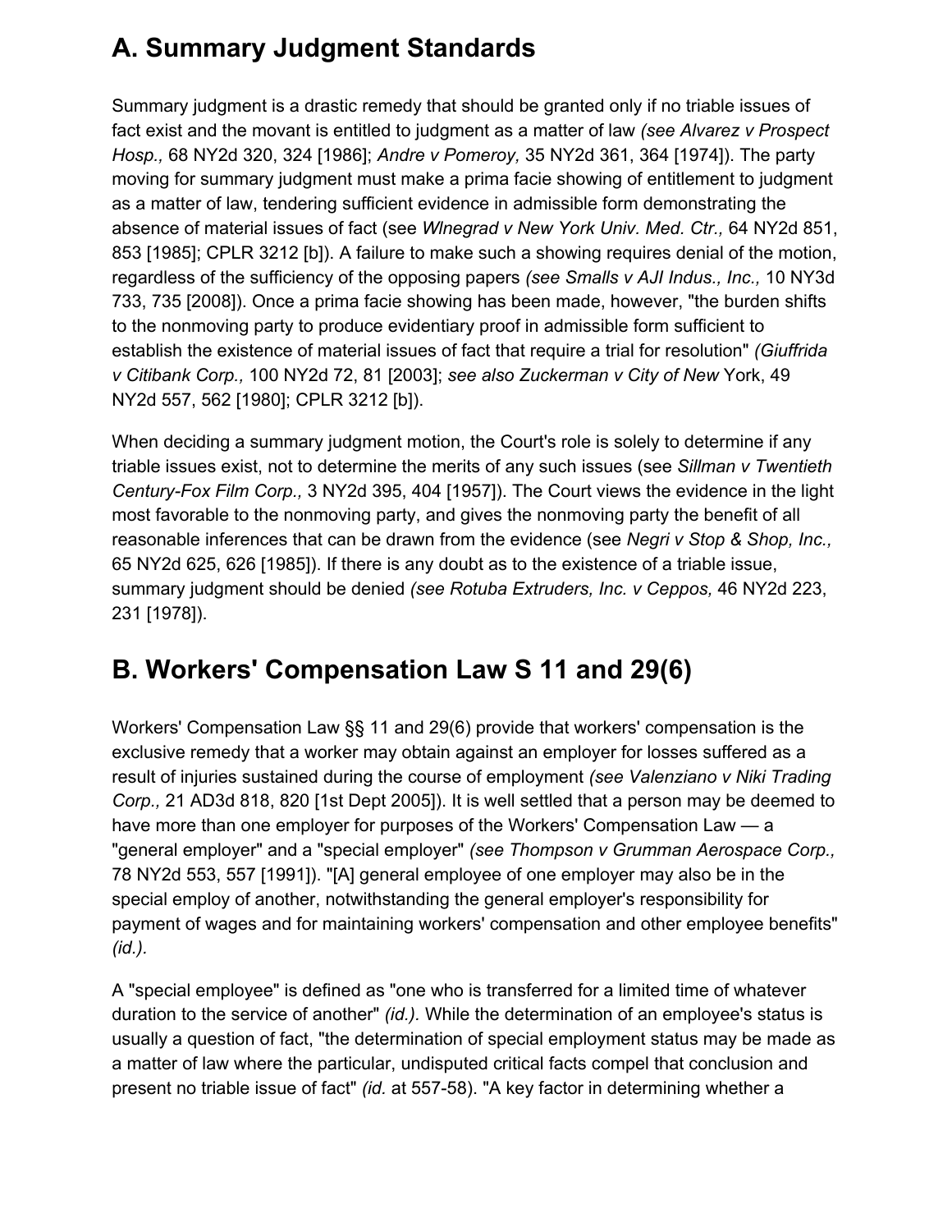## A. Summary Judgment Standards

Summary judgment is a drastic remedy that should be granted only if no triable issues of fact exist and the movant is entitled to judgment as a matter of law *(see Alvarez v Prospect Hosp.,* 68 NY2d 320, 324 [1986]; *Andre v Pomeroy,* 35 NY2d 361, 364 [1974]). The party moving for summary judgment must make a prima facie showing of entitlement to judgment as a matter of law, tendering sufficient evidence in admissible form demonstrating the absence of material issues of fact (see *Wlnegrad v New York Univ. Med. Ctr.,* 64 NY2d 851, 853 [1985]; CPLR 3212 [b]). A failure to make such a showing requires denial of the motion, regardless of the sufficiency of the opposing papers *(see Smalls v AJI Indus., Inc.,* 10 NY3d 733, 735 [2008]). Once a prima facie showing has been made, however, "the burden shifts to the nonmoving party to produce evidentiary proof in admissible form sufficient to establish the existence of material issues of fact that require a trial for resolution" *(Giuffrida v Citibank Corp.,* 100 NY2d 72, 81 [2003]; *see also Zuckerman v City of New* York, 49 NY2d 557, 562 [1980]; CPLR 3212 [b]).

When deciding a summary judgment motion, the Court's role is solely to determine if any triable issues exist, not to determine the merits of any such issues (see *Sillman v Twentieth Century-Fox Film Corp.,* 3 NY2d 395, 404 [1957]). The Court views the evidence in the light most favorable to the nonmoving party, and gives the nonmoving party the benefit of all reasonable inferences that can be drawn from the evidence (see *Negri v Stop & Shop, Inc.,* 65 NY2d 625, 626 [1985]). If there is any doubt as to the existence of a triable issue, summary judgment should be denied *(see Rotuba Extruders, Inc. v Ceppos,* 46 NY2d 223, 231 [1978]).

## B. Workers' Compensation Law S 11 and 29(6)

Workers' Compensation Law §§ 11 and 29(6) provide that workers' compensation is the exclusive remedy that a worker may obtain against an employer for losses suffered as a result of injuries sustained during the course of employment *(see Valenziano v Niki Trading Corp.,* 21 AD3d 818, 820 [1st Dept 2005]). It is well settled that a person may be deemed to have more than one employer for purposes of the Workers' Compensation Law — a "general employer" and a "special employer" *(see Thompson v Grumman Aerospace Corp.,* 78 NY2d 553, 557 [1991]). "[A] general employee of one employer may also be in the special employ of another, notwithstanding the general employer's responsibility for payment of wages and for maintaining workers' compensation and other employee benefits" *(id.).*

A "special employee" is defined as "one who is transferred for a limited time of whatever duration to the service of another" *(id.).* While the determination of an employee's status is usually a question of fact, "the determination of special employment status may be made as a matter of law where the particular, undisputed critical facts compel that conclusion and present no triable issue of fact" *(id.* at 557-58). "A key factor in determining whether a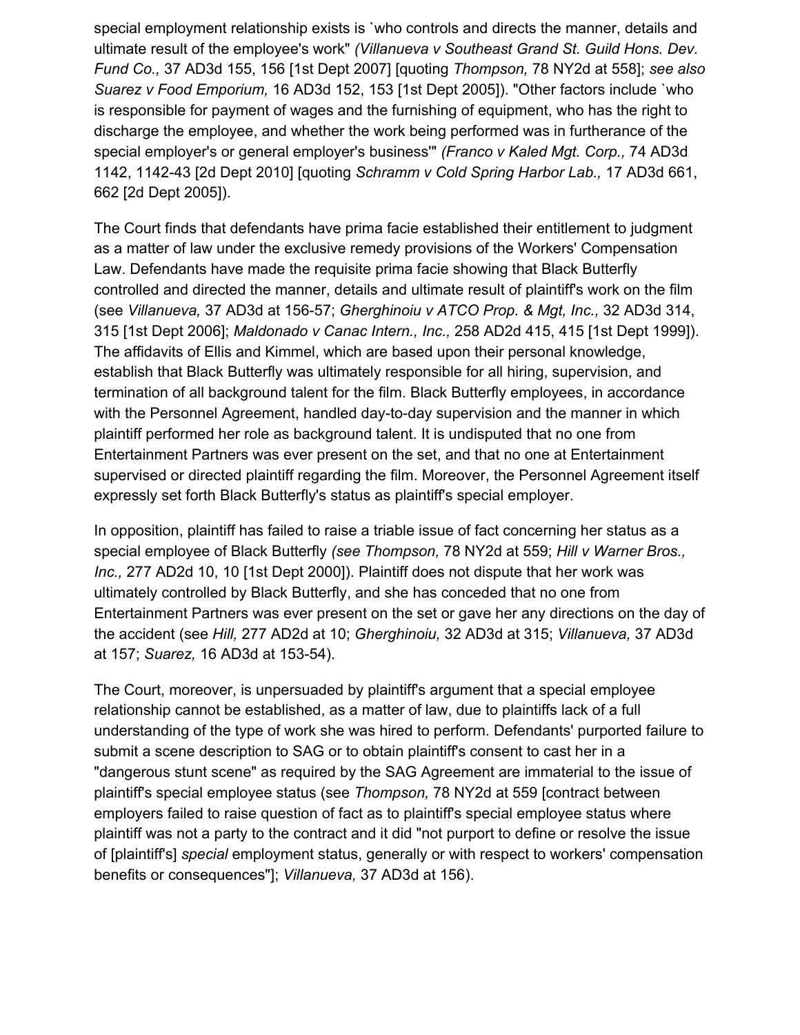special employment relationship exists is `who controls and directs the manner, details and ultimate result of the employee's work" *(Villanueva v Southeast Grand St. Guild Hons. Dev. Fund Co.,* 37 AD3d 155, 156 [1st Dept 2007] [quoting *Thompson,* 78 NY2d at 558]; *see also Suarez v Food Emporium,* 16 AD3d 152, 153 [1st Dept 2005]). "Other factors include `who is responsible for payment of wages and the furnishing of equipment, who has the right to discharge the employee, and whether the work being performed was in furtherance of the special employer's or general employer's business'" *(Franco v Kaled Mgt. Corp.,* 74 AD3d 1142, 1142-43 [2d Dept 2010] [quoting *Schramm v Cold Spring Harbor Lab.,* 17 AD3d 661, 662 [2d Dept 2005]).

The Court finds that defendants have prima facie established their entitlement to judgment as a matter of law under the exclusive remedy provisions of the Workers' Compensation Law. Defendants have made the requisite prima facie showing that Black Butterfly controlled and directed the manner, details and ultimate result of plaintiff's work on the film (see *Villanueva,* 37 AD3d at 156-57; *Gherghinoiu v ATCO Prop. & Mgt, Inc.,* 32 AD3d 314, 315 [1st Dept 2006]; *Maldonado v Canac Intern., Inc.,* 258 AD2d 415, 415 [1st Dept 1999]). The affidavits of Ellis and Kimmel, which are based upon their personal knowledge, establish that Black Butterfly was ultimately responsible for all hiring, supervision, and termination of all background talent for the film. Black Butterfly employees, in accordance with the Personnel Agreement, handled day-to-day supervision and the manner in which plaintiff performed her role as background talent. It is undisputed that no one from Entertainment Partners was ever present on the set, and that no one at Entertainment supervised or directed plaintiff regarding the film. Moreover, the Personnel Agreement itself expressly set forth Black Butterfly's status as plaintiff's special employer.

In opposition, plaintiff has failed to raise a triable issue of fact concerning her status as a special employee of Black Butterfly *(see Thompson,* 78 NY2d at 559; *Hill v Warner Bros., Inc.,* 277 AD2d 10, 10 [1st Dept 2000]). Plaintiff does not dispute that her work was ultimately controlled by Black Butterfly, and she has conceded that no one from Entertainment Partners was ever present on the set or gave her any directions on the day of the accident (see *Hill,* 277 AD2d at 10; *Gherghinoiu,* 32 AD3d at 315; *Villanueva,* 37 AD3d at 157; *Suarez,* 16 AD3d at 153-54).

The Court, moreover, is unpersuaded by plaintiff's argument that a special employee relationship cannot be established, as a matter of law, due to plaintiffs lack of a full understanding of the type of work she was hired to perform. Defendants' purported failure to submit a scene description to SAG or to obtain plaintiff's consent to cast her in a "dangerous stunt scene" as required by the SAG Agreement are immaterial to the issue of plaintiff's special employee status (see *Thompson,* 78 NY2d at 559 [contract between employers failed to raise question of fact as to plaintiff's special employee status where plaintiff was not a party to the contract and it did "not purport to define or resolve the issue of [plaintiff's] *special* employment status, generally or with respect to workers' compensation benefits or consequences"]; *Villanueva,* 37 AD3d at 156).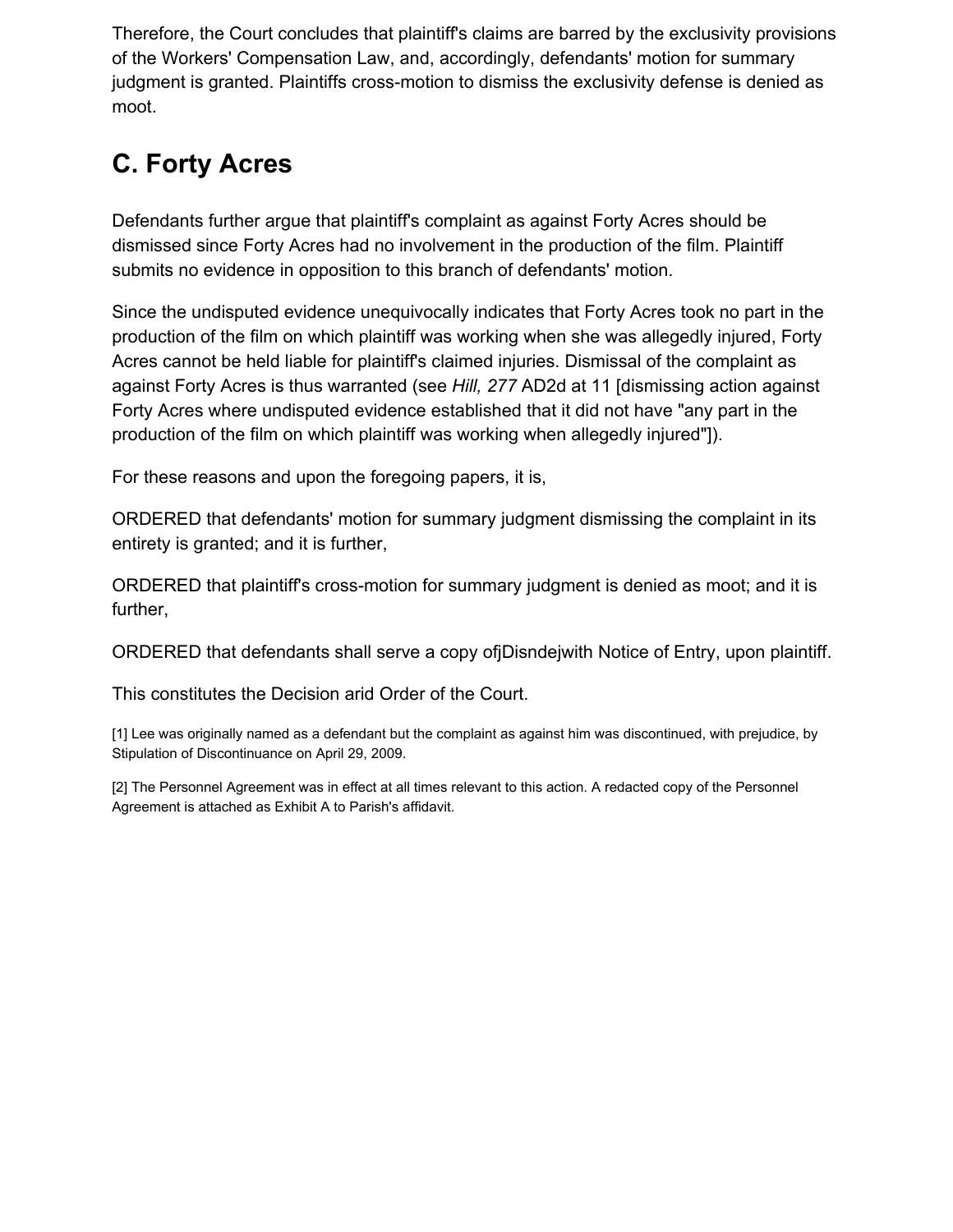Therefore, the Court concludes that plaintiff's claims are barred by the exclusivity provisions of the Workers' Compensation Law, and, accordingly, defendants' motion for summary judgment is granted. Plaintiffs cross-motion to dismiss the exclusivity defense is denied as moot.

## C. Forty Acres

Defendants further argue that plaintiff's complaint as against Forty Acres should be dismissed since Forty Acres had no involvement in the production of the film. Plaintiff submits no evidence in opposition to this branch of defendants' motion.

Since the undisputed evidence unequivocally indicates that Forty Acres took no part in the production of the film on which plaintiff was working when she was allegedly injured, Forty Acres cannot be held liable for plaintiff's claimed injuries. Dismissal of the complaint as against Forty Acres is thus warranted (see *Hill, 277* AD2d at 11 [dismissing action against Forty Acres where undisputed evidence established that it did not have "any part in the production of the film on which plaintiff was working when allegedly injured"]).

For these reasons and upon the foregoing papers, it is,

ORDERED that defendants' motion for summary judgment dismissing the complaint in its entirety is granted; and it is further,

ORDERED that plaintiff's cross-motion for summary judgment is denied as moot; and it is further,

ORDERED that defendants shall serve a copy ofjDisndejwith Notice of Entry, upon plaintiff.

This constitutes the Decision arid Order of the Court.

[1] Lee was originally named as a defendant but the complaint as against him was discontinued, with prejudice, by Stipulation of Discontinuance on April 29, 2009.

[2] The Personnel Agreement was in effect at all times relevant to this action. A redacted copy of the Personnel Agreement is attached as Exhibit A to Parish's affidavit.